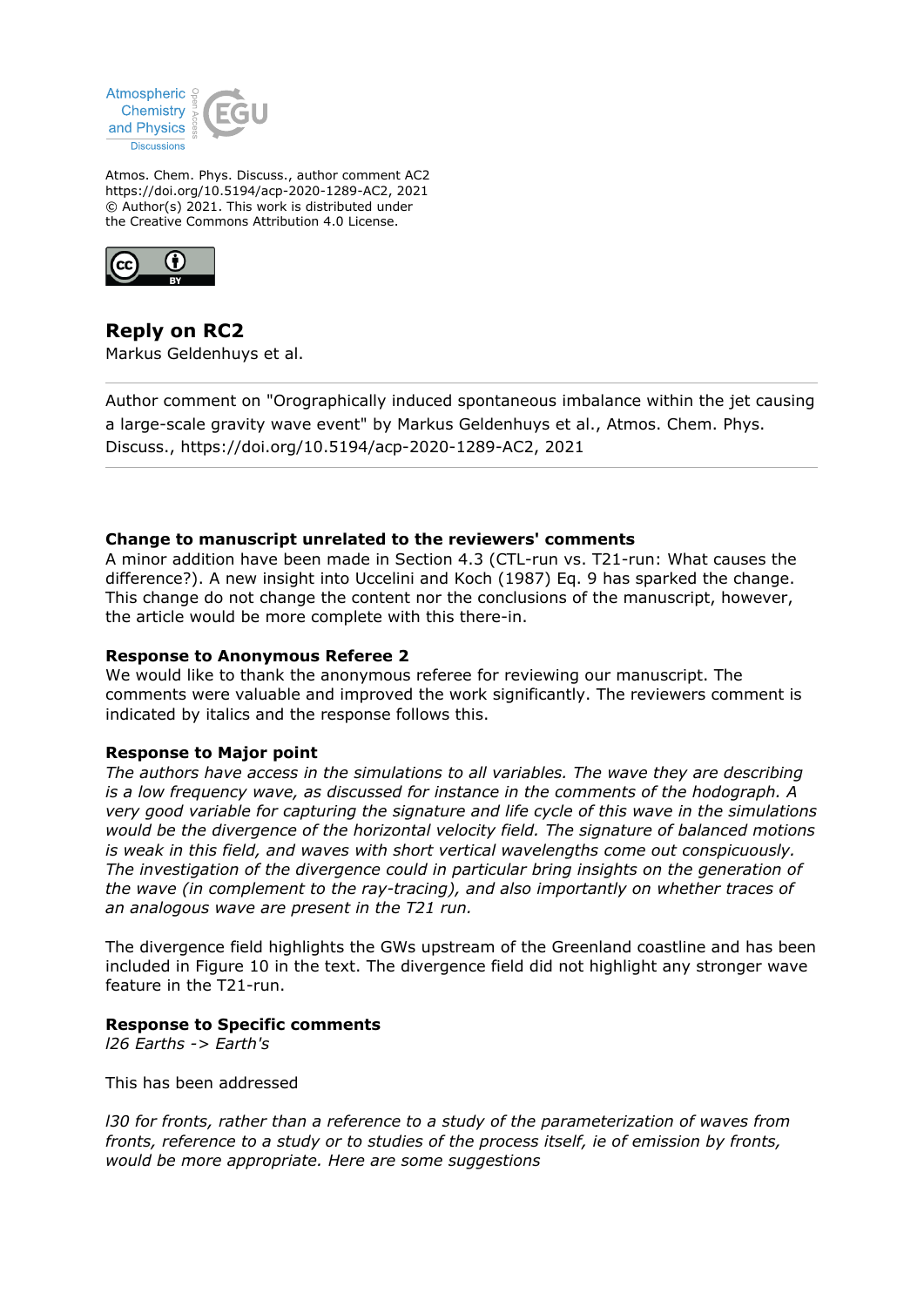Atmos. Chem. Phys. Discuss., author comment AC2
https://doi.org/10.5194/acp-2020-1289-AC2, 2021
© Author(s) 2021. This work is distributed under
the Creative Commons Attribution 4.0 License.

# Reply on RC2

Markus Geldenhuys et al.

---

Author comment on "Orographically induced spontaneous imbalance within the jet causing a large-scale gravity wave event" by Markus Geldenhuys et al., Atmos. Chem. Phys. Discuss., https://doi.org/10.5194/acp-2020-1289-AC2, 2021

---

**Change to manuscript unrelated to the reviewers' comments**

A minor addition have been made in Section 4.3 (CTL-run vs. T21-run: What causes the difference?). A new insight into Uccelini and Koch (1987) Eq. 9 has sparked the change. This change do not change the content nor the conclusions of the manuscript, however, the article would be more complete with this there-in.

**Response to Anonymous Referee 2**

We would like to thank the anonymous referee for reviewing our manuscript. The comments were valuable and improved the work significantly. The reviewers comment is indicated by italics and the response follows this.

**Response to Major point**

*The authors have access in the simulations to all variables. The wave they are describing is a low frequency wave, as discussed for instance in the comments of the hodograph. A very good variable for capturing the signature and life cycle of this wave in the simulations would be the divergence of the horizontal velocity field. The signature of balanced motions is weak in this field, and waves with short vertical wavelengths come out conspicuously. The investigation of the divergence could in particular bring insights on the generation of the wave (in complement to the ray-tracing), and also importantly on whether traces of an analogous wave are present in the T21 run.*

The divergence field highlights the GWs upstream of the Greenland coastline and has been included in Figure 10 in the text. The divergence field did not highlight any stronger wave feature in the T21-run.

**Response to Specific comments**

*l26 Earths -> Earth's*

This has been addressed

*l30 for fronts, rather than a reference to a study of the parameterization of waves from fronts, reference to a study or to studies of the process itself, ie of emission by fronts, would be more appropriate. Here are some suggestions*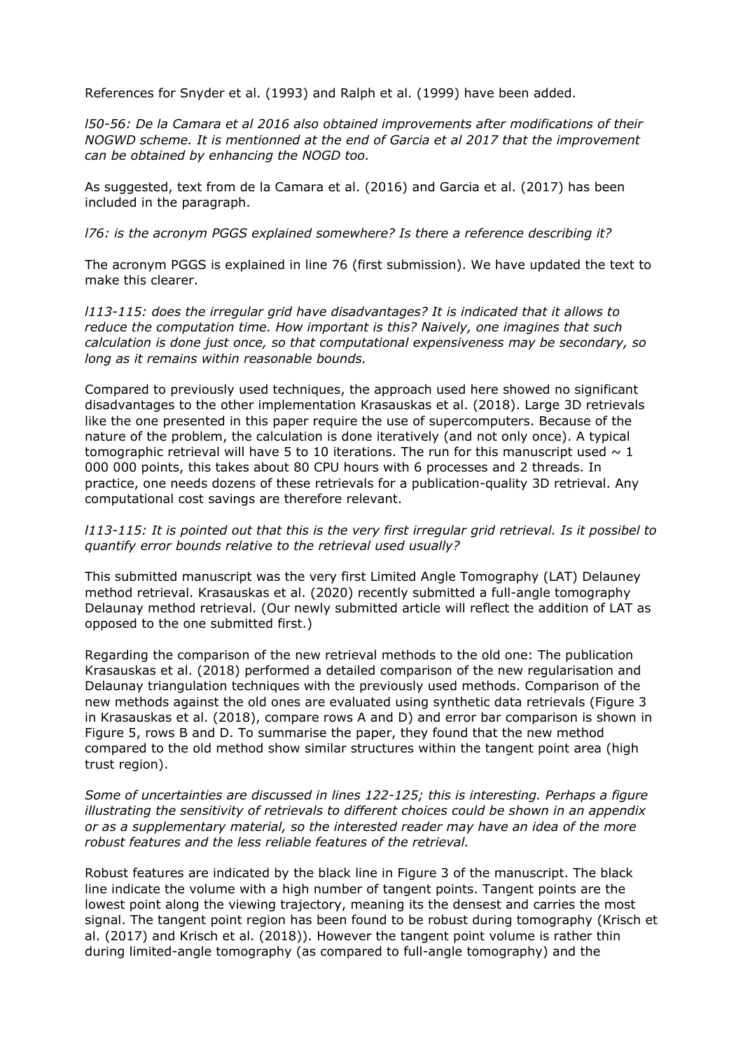References for Snyder et al. (1993) and Ralph et al. (1999) have been added.

*l50-56: De la Camara et al 2016 also obtained improvements after modifications of their NOGWD scheme. It is mentionned at the end of Garcia et al 2017 that the improvement can be obtained by enhancing the NOGD too.*

As suggested, text from de la Camara et al. (2016) and Garcia et al. (2017) has been included in the paragraph.

*l76: is the acronym PGGS explained somewhere? Is there a reference describing it?*

The acronym PGGS is explained in line 76 (first submission). We have updated the text to make this clearer.

*l113-115: does the irregular grid have disadvantages? It is indicated that it allows to reduce the computation time. How important is this? Naively, one imagines that such calculation is done just once, so that computational expensiveness may be secondary, so long as it remains within reasonable bounds.*

Compared to previously used techniques, the approach used here showed no significant disadvantages to the other implementation Krasauskas et al. (2018). Large 3D retrievals like the one presented in this paper require the use of supercomputers. Because of the nature of the problem, the calculation is done iteratively (and not only once). A typical tomographic retrieval will have 5 to 10 iterations. The run for this manuscript used ~ 1 000 000 points, this takes about 80 CPU hours with 6 processes and 2 threads. In practice, one needs dozens of these retrievals for a publication-quality 3D retrieval. Any computational cost savings are therefore relevant.

*l113-115: It is pointed out that this is the very first irregular grid retrieval. Is it possibel to quantify error bounds relative to the retrieval used usually?*

This submitted manuscript was the very first Limited Angle Tomography (LAT) Delauney method retrieval. Krasauskas et al. (2020) recently submitted a full-angle tomography Delaunay method retrieval. (Our newly submitted article will reflect the addition of LAT as opposed to the one submitted first.)

Regarding the comparison of the new retrieval methods to the old one: The publication Krasauskas et al. (2018) performed a detailed comparison of the new regularisation and Delaunay triangulation techniques with the previously used methods. Comparison of the new methods against the old ones are evaluated using synthetic data retrievals (Figure 3 in Krasauskas et al. (2018), compare rows A and D) and error bar comparison is shown in Figure 5, rows B and D. To summarise the paper, they found that the new method compared to the old method show similar structures within the tangent point area (high trust region).

*Some of uncertainties are discussed in lines 122-125; this is interesting. Perhaps a figure illustrating the sensitivity of retrievals to different choices could be shown in an appendix or as a supplementary material, so the interested reader may have an idea of the more robust features and the less reliable features of the retrieval.*

Robust features are indicated by the black line in Figure 3 of the manuscript. The black line indicate the volume with a high number of tangent points. Tangent points are the lowest point along the viewing trajectory, meaning its the densest and carries the most signal. The tangent point region has been found to be robust during tomography (Krisch et al. (2017) and Krisch et al. (2018)). However the tangent point volume is rather thin during limited-angle tomography (as compared to full-angle tomography) and the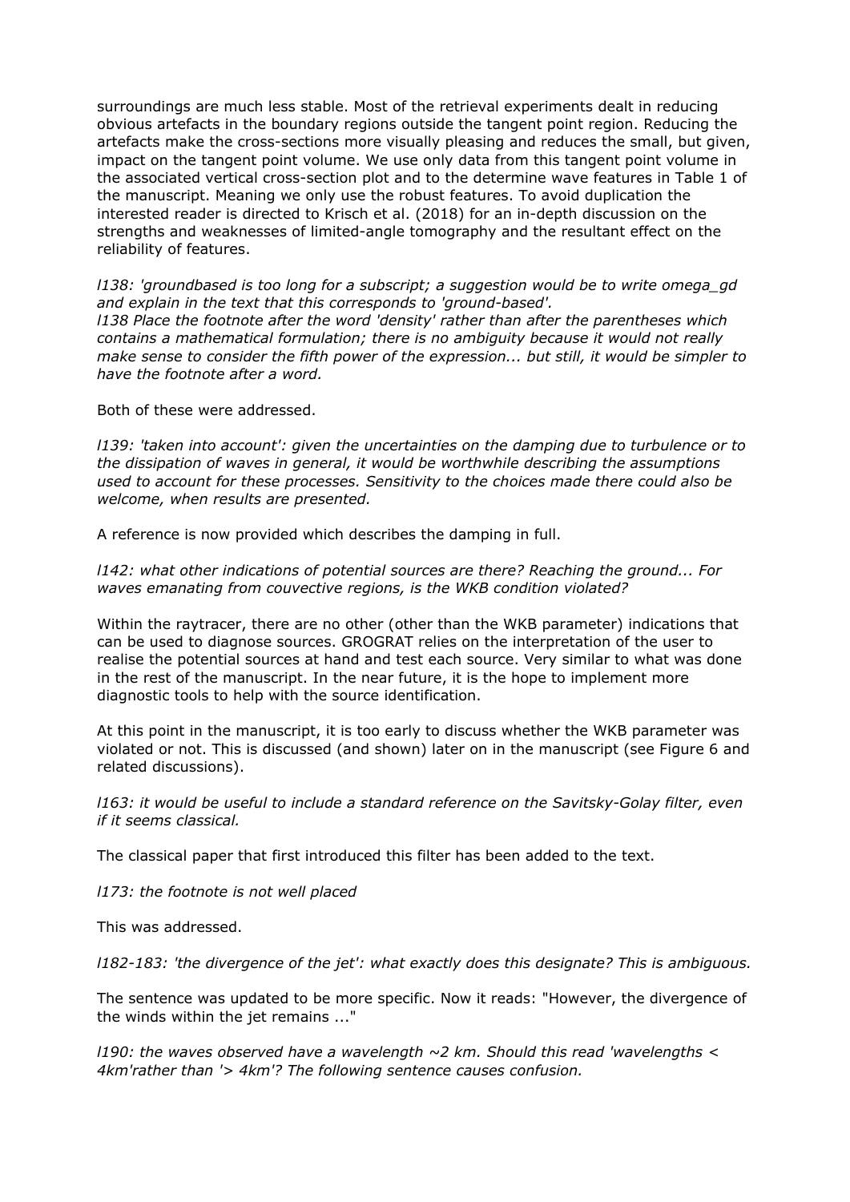surroundings are much less stable. Most of the retrieval experiments dealt in reducing obvious artefacts in the boundary regions outside the tangent point region. Reducing the artefacts make the cross-sections more visually pleasing and reduces the small, but given, impact on the tangent point volume. We use only data from this tangent point volume in the associated vertical cross-section plot and to the determine wave features in Table 1 of the manuscript. Meaning we only use the robust features. To avoid duplication the interested reader is directed to Krisch et al. (2018) for an in-depth discussion on the strengths and weaknesses of limited-angle tomography and the resultant effect on the reliability of features.

*l138: 'groundbased is too long for a subscript; a suggestion would be to write omega_gd and explain in the text that this corresponds to 'ground-based'.*
*l138 Place the footnote after the word 'density' rather than after the parentheses which contains a mathematical formulation; there is no ambiguity because it would not really make sense to consider the fifth power of the expression... but still, it would be simpler to have the footnote after a word.*

Both of these were addressed.

*l139: 'taken into account': given the uncertainties on the damping due to turbulence or to the dissipation of waves in general, it would be worthwhile describing the assumptions used to account for these processes. Sensitivity to the choices made there could also be welcome, when results are presented.*

A reference is now provided which describes the damping in full.

*l142: what other indications of potential sources are there? Reaching the ground... For waves emanating from couvective regions, is the WKB condition violated?*

Within the raytracer, there are no other (other than the WKB parameter) indications that can be used to diagnose sources. GROGRAT relies on the interpretation of the user to realise the potential sources at hand and test each source. Very similar to what was done in the rest of the manuscript. In the near future, it is the hope to implement more diagnostic tools to help with the source identification.

At this point in the manuscript, it is too early to discuss whether the WKB parameter was violated or not. This is discussed (and shown) later on in the manuscript (see Figure 6 and related discussions).

*l163: it would be useful to include a standard reference on the Savitsky-Golay filter, even if it seems classical.*

The classical paper that first introduced this filter has been added to the text.

*l173: the footnote is not well placed*

This was addressed.

*l182-183: 'the divergence of the jet': what exactly does this designate? This is ambiguous.*

The sentence was updated to be more specific. Now it reads: "However, the divergence of the winds within the jet remains ..."

*l190: the waves observed have a wavelength ~2 km. Should this read 'wavelengths < 4km'rather than '> 4km'? The following sentence causes confusion.*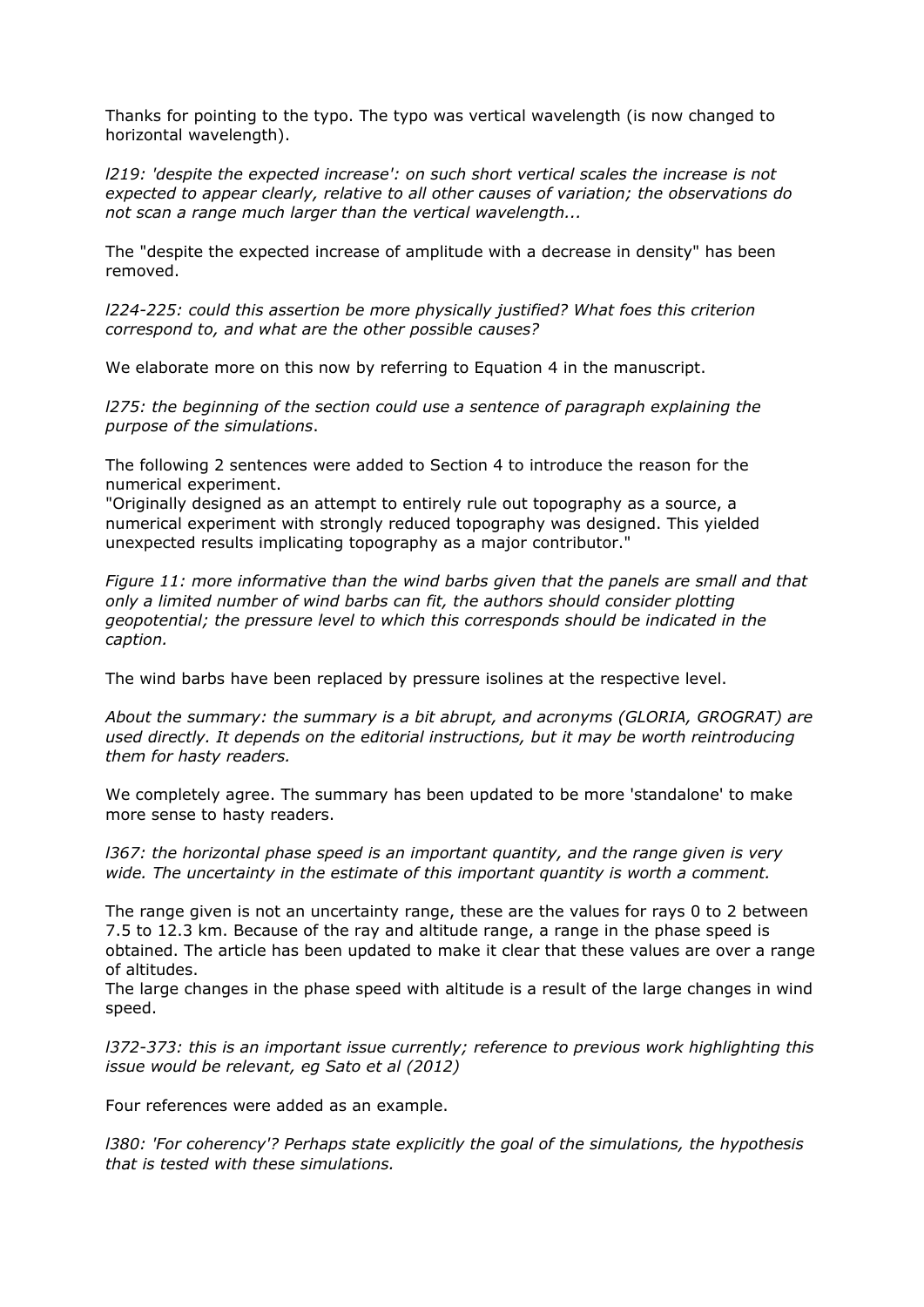Thanks for pointing to the typo. The typo was vertical wavelength (is now changed to horizontal wavelength).

*l219: 'despite the expected increase': on such short vertical scales the increase is not expected to appear clearly, relative to all other causes of variation; the observations do not scan a range much larger than the vertical wavelength...*

The "despite the expected increase of amplitude with a decrease in density" has been removed.

*l224-225: could this assertion be more physically justified? What foes this criterion correspond to, and what are the other possible causes?*

We elaborate more on this now by referring to Equation 4 in the manuscript.

*l275: the beginning of the section could use a sentence of paragraph explaining the purpose of the simulations.*

The following 2 sentences were added to Section 4 to introduce the reason for the numerical experiment.
"Originally designed as an attempt to entirely rule out topography as a source, a numerical experiment with strongly reduced topography was designed. This yielded unexpected results implicating topography as a major contributor."

*Figure 11: more informative than the wind barbs given that the panels are small and that only a limited number of wind barbs can fit, the authors should consider plotting geopotential; the pressure level to which this corresponds should be indicated in the caption.*

The wind barbs have been replaced by pressure isolines at the respective level.

*About the summary: the summary is a bit abrupt, and acronyms (GLORIA, GROGRAT) are used directly. It depends on the editorial instructions, but it may be worth reintroducing them for hasty readers.*

We completely agree. The summary has been updated to be more 'standalone' to make more sense to hasty readers.

*l367: the horizontal phase speed is an important quantity, and the range given is very wide. The uncertainty in the estimate of this important quantity is worth a comment.*

The range given is not an uncertainty range, these are the values for rays 0 to 2 between 7.5 to 12.3 km. Because of the ray and altitude range, a range in the phase speed is obtained. The article has been updated to make it clear that these values are over a range of altitudes.
The large changes in the phase speed with altitude is a result of the large changes in wind speed.

*l372-373: this is an important issue currently; reference to previous work highlighting this issue would be relevant, eg Sato et al (2012)*

Four references were added as an example.

*l380: 'For coherency'? Perhaps state explicitly the goal of the simulations, the hypothesis that is tested with these simulations.*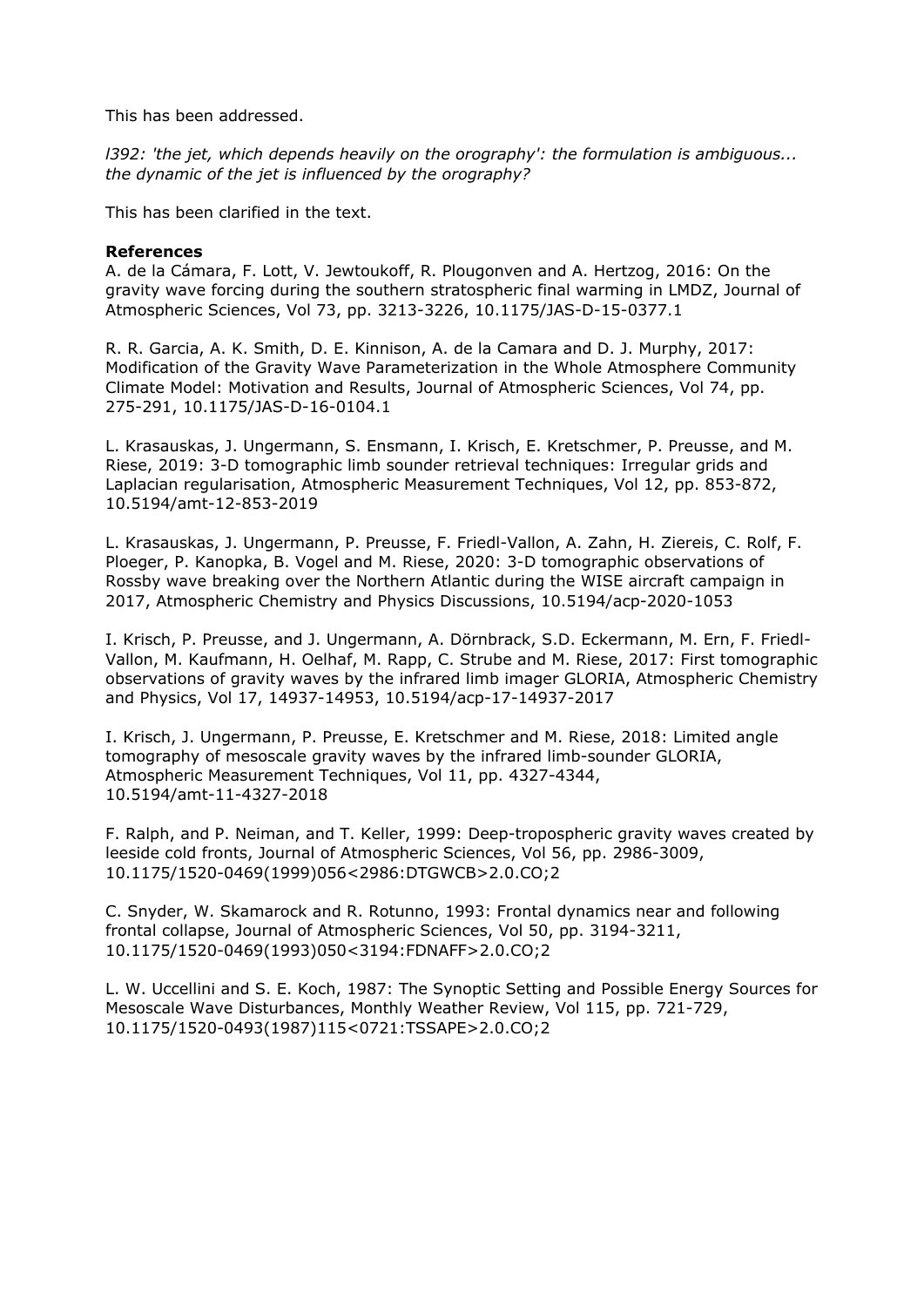This has been addressed.

*l392: 'the jet, which depends heavily on the orography': the formulation is ambiguous... the dynamic of the jet is influenced by the orography?*

This has been clarified in the text.

**References**

A. de la Cámara, F. Lott, V. Jewtoukoff, R. Plougonven and A. Hertzog, 2016: On the gravity wave forcing during the southern stratospheric final warming in LMDZ, Journal of Atmospheric Sciences, Vol 73, pp. 3213-3226, 10.1175/JAS-D-15-0377.1

R. R. Garcia, A. K. Smith, D. E. Kinnison, A. de la Camara and D. J. Murphy, 2017: Modification of the Gravity Wave Parameterization in the Whole Atmosphere Community Climate Model: Motivation and Results, Journal of Atmospheric Sciences, Vol 74, pp. 275-291, 10.1175/JAS-D-16-0104.1

L. Krasauskas, J. Ungermann, S. Ensmann, I. Krisch, E. Kretschmer, P. Preusse, and M. Riese, 2019: 3-D tomographic limb sounder retrieval techniques: Irregular grids and Laplacian regularisation, Atmospheric Measurement Techniques, Vol 12, pp. 853-872, 10.5194/amt-12-853-2019

L. Krasauskas, J. Ungermann, P. Preusse, F. Friedl-Vallon, A. Zahn, H. Ziereis, C. Rolf, F. Ploeger, P. Kanopka, B. Vogel and M. Riese, 2020: 3-D tomographic observations of Rossby wave breaking over the Northern Atlantic during the WISE aircraft campaign in 2017, Atmospheric Chemistry and Physics Discussions, 10.5194/acp-2020-1053

I. Krisch, P. Preusse, and J. Ungermann, A. Dörnbrack, S.D. Eckermann, M. Ern, F. Friedl-Vallon, M. Kaufmann, H. Oelhaf, M. Rapp, C. Strube and M. Riese, 2017: First tomographic observations of gravity waves by the infrared limb imager GLORIA, Atmospheric Chemistry and Physics, Vol 17, 14937-14953, 10.5194/acp-17-14937-2017

I. Krisch, J. Ungermann, P. Preusse, E. Kretschmer and M. Riese, 2018: Limited angle tomography of mesoscale gravity waves by the infrared limb-sounder GLORIA, Atmospheric Measurement Techniques, Vol 11, pp. 4327-4344, 10.5194/amt-11-4327-2018

F. Ralph, and P. Neiman, and T. Keller, 1999: Deep-tropospheric gravity waves created by leeside cold fronts, Journal of Atmospheric Sciences, Vol 56, pp. 2986-3009, 10.1175/1520-0469(1999)056<2986:DTGWCB>2.0.CO;2

C. Snyder, W. Skamarock and R. Rotunno, 1993: Frontal dynamics near and following frontal collapse, Journal of Atmospheric Sciences, Vol 50, pp. 3194-3211, 10.1175/1520-0469(1993)050<3194:FDNAFF>2.0.CO;2

L. W. Uccellini and S. E. Koch, 1987: The Synoptic Setting and Possible Energy Sources for Mesoscale Wave Disturbances, Monthly Weather Review, Vol 115, pp. 721-729, 10.1175/1520-0493(1987)115<0721:TSSAPE>2.0.CO;2